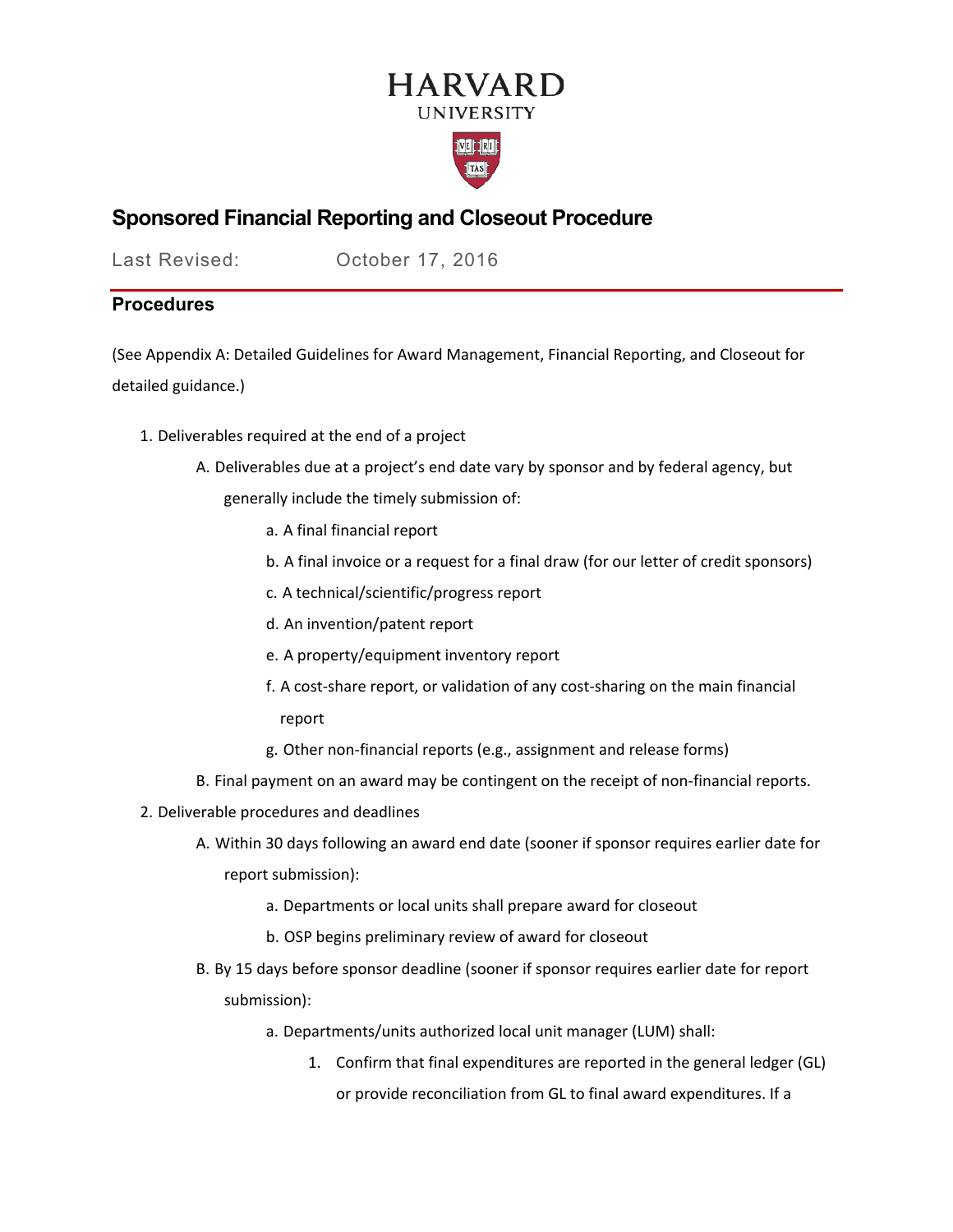HARVARD
UNIVERSITY

# Sponsored Financial Reporting and Closeout Procedure

Last Revised: October 17, 2016

## Procedures

(See Appendix A: Detailed Guidelines for Award Management, Financial Reporting, and Closeout for detailed guidance.)

1. Deliverables required at the end of a project
   - A. Deliverables due at a project's end date vary by sponsor and by federal agency, but generally include the timely submission of:
     - a. A final financial report
     - b. A final invoice or a request for a final draw (for our letter of credit sponsors)
     - c. A technical/scientific/progress report
     - d. An invention/patent report
     - e. A property/equipment inventory report
     - f. A cost-share report, or validation of any cost-sharing on the main financial report
     - g. Other non-financial reports (e.g., assignment and release forms)
   - B. Final payment on an award may be contingent on the receipt of non-financial reports.
2. Deliverable procedures and deadlines
   - A. Within 30 days following an award end date (sooner if sponsor requires earlier date for report submission):
     - a. Departments or local units shall prepare award for closeout
     - b. OSP begins preliminary review of award for closeout
   - B. By 15 days before sponsor deadline (sooner if sponsor requires earlier date for report submission):
     - a. Departments/units authorized local unit manager (LUM) shall:
       1. Confirm that final expenditures are reported in the general ledger (GL) or provide reconciliation from GL to final award expenditures. If a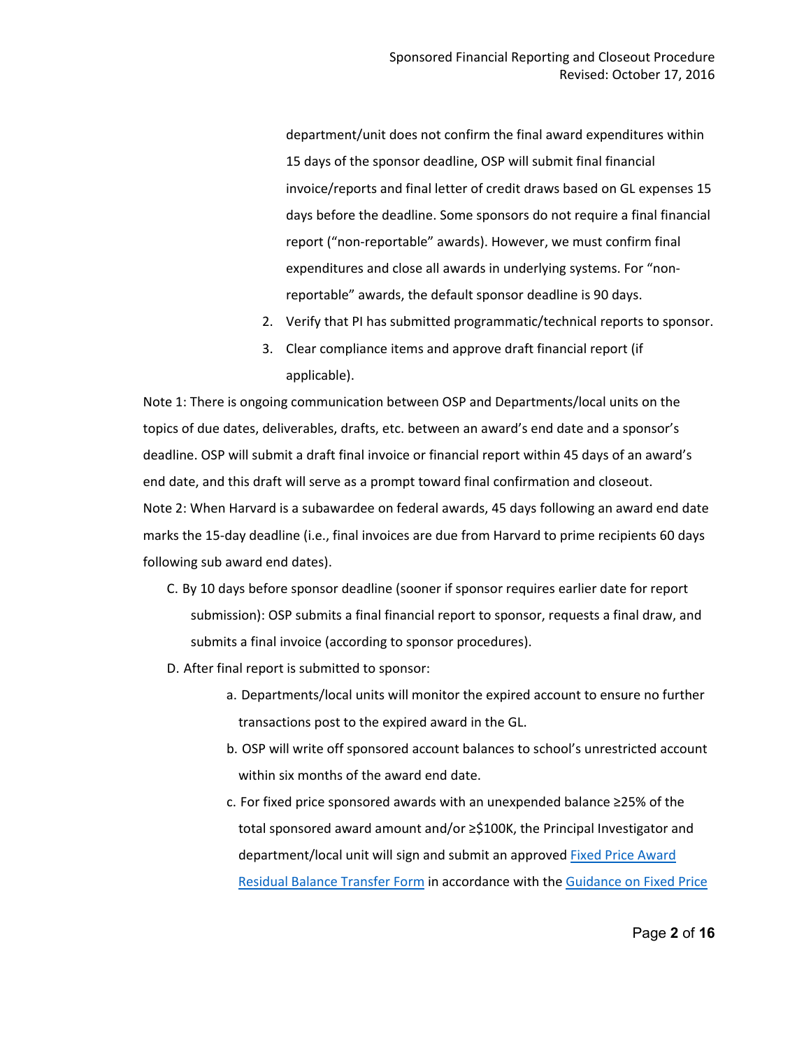department/unit does not confirm the final award expenditures within 15 days of the sponsor deadline, OSP will submit final financial invoice/reports and final letter of credit draws based on GL expenses 15 days before the deadline. Some sponsors do not require a final financial report ("non-reportable" awards). However, we must confirm final expenditures and close all awards in underlying systems. For "non-reportable" awards, the default sponsor deadline is 90 days.

2. Verify that PI has submitted programmatic/technical reports to sponsor.
3. Clear compliance items and approve draft financial report (if applicable).

Note 1: There is ongoing communication between OSP and Departments/local units on the topics of due dates, deliverables, drafts, etc. between an award's end date and a sponsor's deadline. OSP will submit a draft final invoice or financial report within 45 days of an award's end date, and this draft will serve as a prompt toward final confirmation and closeout.

Note 2: When Harvard is a subawardee on federal awards, 45 days following an award end date marks the 15-day deadline (i.e., final invoices are due from Harvard to prime recipients 60 days following sub award end dates).

C. By 10 days before sponsor deadline (sooner if sponsor requires earlier date for report submission): OSP submits a final financial report to sponsor, requests a final draw, and submits a final invoice (according to sponsor procedures).

D. After final report is submitted to sponsor:

a. Departments/local units will monitor the expired account to ensure no further transactions post to the expired award in the GL.

b. OSP will write off sponsored account balances to school's unrestricted account within six months of the award end date.

c. For fixed price sponsored awards with an unexpended balance ≥25% of the total sponsored award amount and/or ≥$100K, the Principal Investigator and department/local unit will sign and submit an approved Fixed Price Award Residual Balance Transfer Form in accordance with the Guidance on Fixed Price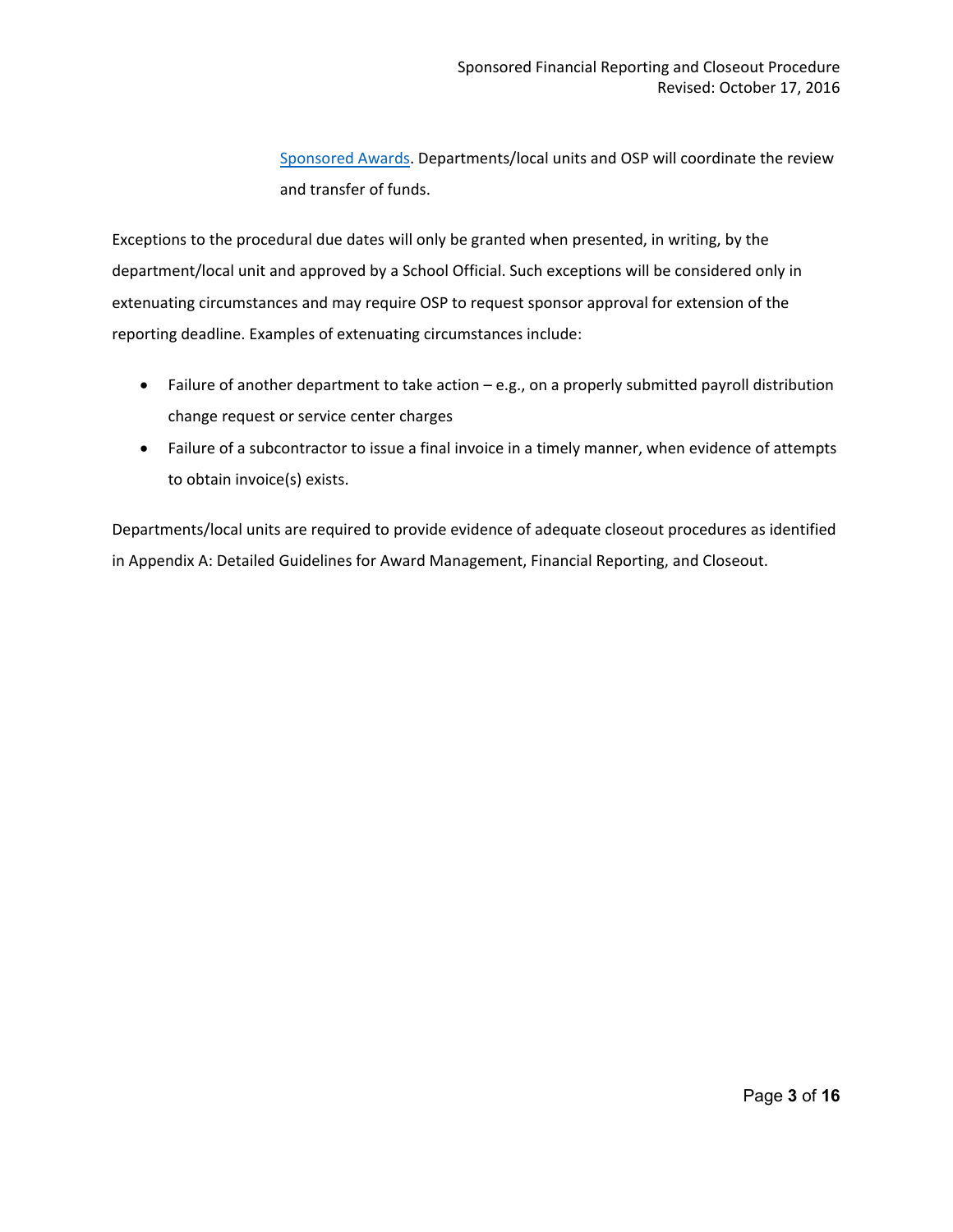Sponsored Awards. Departments/local units and OSP will coordinate the review and transfer of funds.

Exceptions to the procedural due dates will only be granted when presented, in writing, by the department/local unit and approved by a School Official. Such exceptions will be considered only in extenuating circumstances and may require OSP to request sponsor approval for extension of the reporting deadline. Examples of extenuating circumstances include:

- Failure of another department to take action – e.g., on a properly submitted payroll distribution change request or service center charges
- Failure of a subcontractor to issue a final invoice in a timely manner, when evidence of attempts to obtain invoice(s) exists.

Departments/local units are required to provide evidence of adequate closeout procedures as identified in Appendix A: Detailed Guidelines for Award Management, Financial Reporting, and Closeout.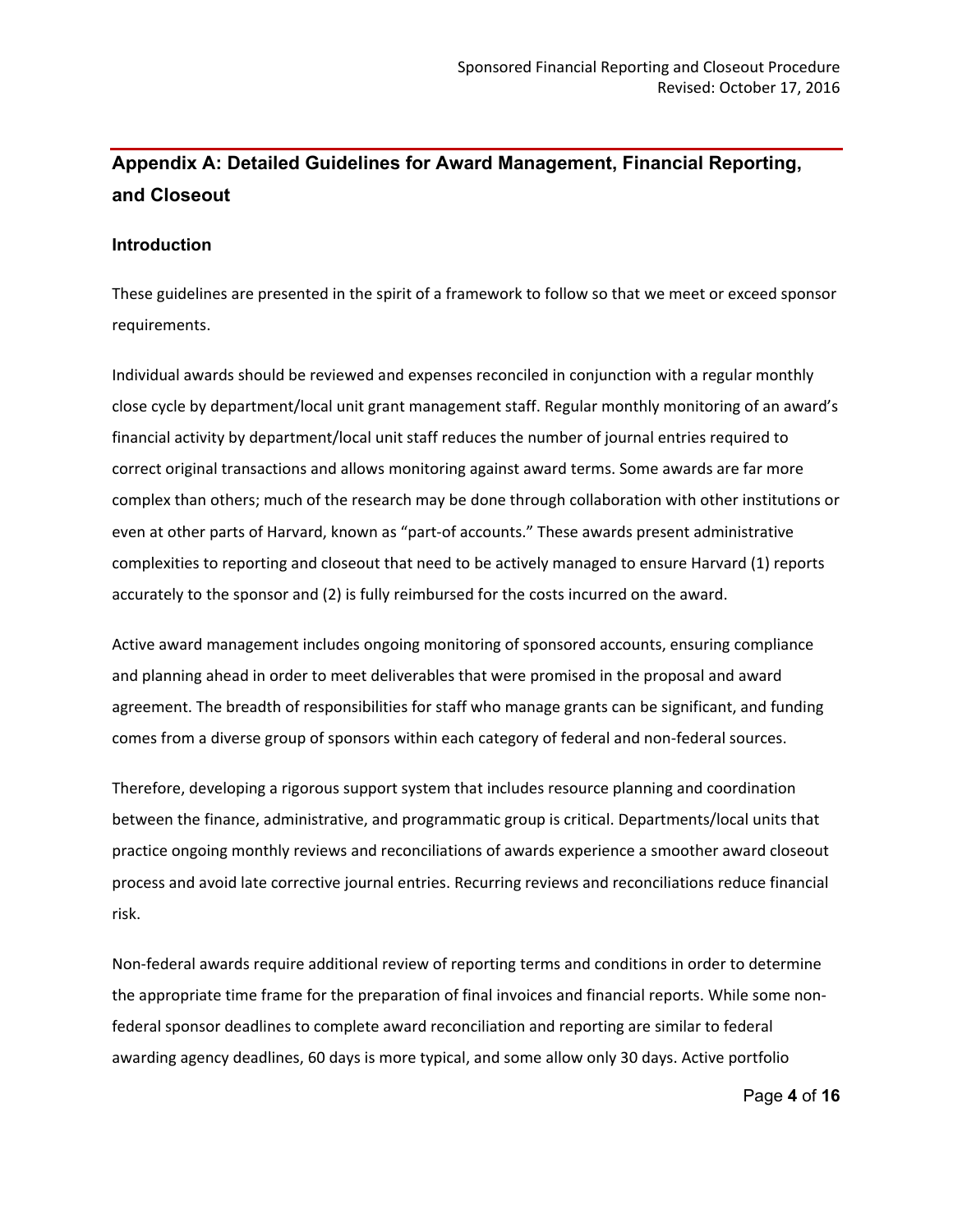## Appendix A: Detailed Guidelines for Award Management, Financial Reporting, and Closeout

### Introduction

These guidelines are presented in the spirit of a framework to follow so that we meet or exceed sponsor requirements.

Individual awards should be reviewed and expenses reconciled in conjunction with a regular monthly close cycle by department/local unit grant management staff. Regular monthly monitoring of an award's financial activity by department/local unit staff reduces the number of journal entries required to correct original transactions and allows monitoring against award terms. Some awards are far more complex than others; much of the research may be done through collaboration with other institutions or even at other parts of Harvard, known as "part-of accounts." These awards present administrative complexities to reporting and closeout that need to be actively managed to ensure Harvard (1) reports accurately to the sponsor and (2) is fully reimbursed for the costs incurred on the award.

Active award management includes ongoing monitoring of sponsored accounts, ensuring compliance and planning ahead in order to meet deliverables that were promised in the proposal and award agreement. The breadth of responsibilities for staff who manage grants can be significant, and funding comes from a diverse group of sponsors within each category of federal and non-federal sources.

Therefore, developing a rigorous support system that includes resource planning and coordination between the finance, administrative, and programmatic group is critical. Departments/local units that practice ongoing monthly reviews and reconciliations of awards experience a smoother award closeout process and avoid late corrective journal entries. Recurring reviews and reconciliations reduce financial risk.

Non-federal awards require additional review of reporting terms and conditions in order to determine the appropriate time frame for the preparation of final invoices and financial reports. While some non-federal sponsor deadlines to complete award reconciliation and reporting are similar to federal awarding agency deadlines, 60 days is more typical, and some allow only 30 days. Active portfolio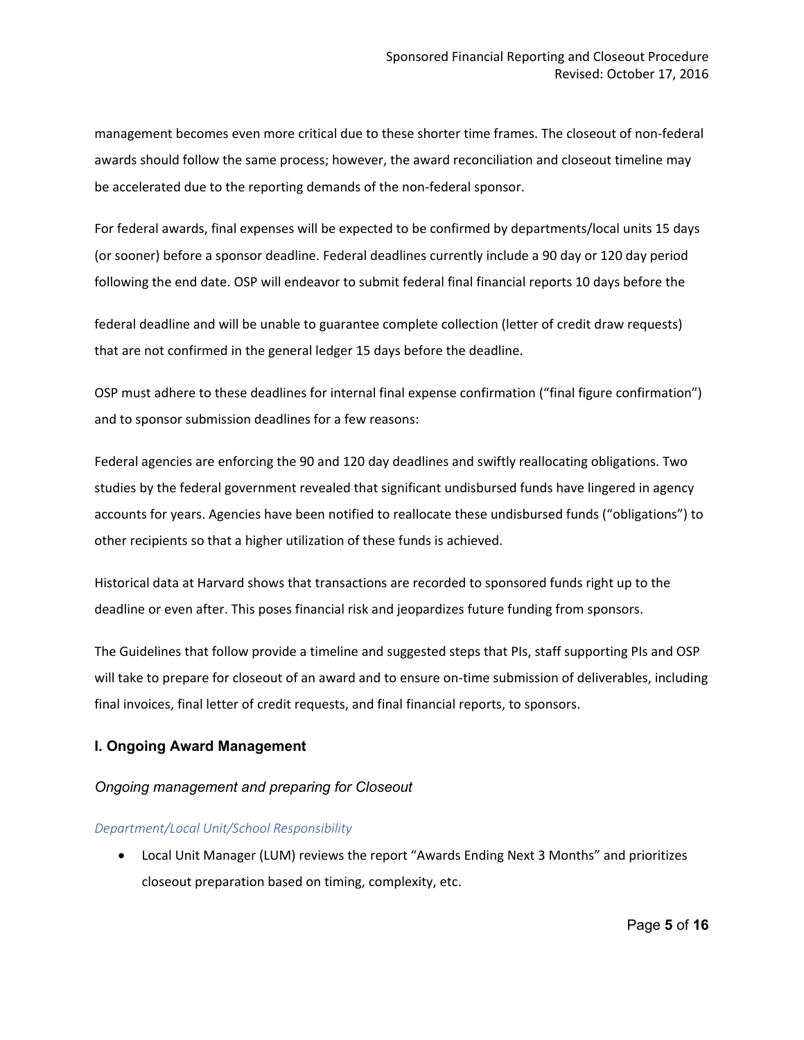management becomes even more critical due to these shorter time frames. The closeout of non-federal awards should follow the same process; however, the award reconciliation and closeout timeline may be accelerated due to the reporting demands of the non-federal sponsor.

For federal awards, final expenses will be expected to be confirmed by departments/local units 15 days (or sooner) before a sponsor deadline. Federal deadlines currently include a 90 day or 120 day period following the end date. OSP will endeavor to submit federal final financial reports 10 days before the federal deadline and will be unable to guarantee complete collection (letter of credit draw requests) that are not confirmed in the general ledger 15 days before the deadline.

OSP must adhere to these deadlines for internal final expense confirmation ("final figure confirmation") and to sponsor submission deadlines for a few reasons:

Federal agencies are enforcing the 90 and 120 day deadlines and swiftly reallocating obligations. Two studies by the federal government revealed that significant undisbursed funds have lingered in agency accounts for years. Agencies have been notified to reallocate these undisbursed funds ("obligations") to other recipients so that a higher utilization of these funds is achieved.

Historical data at Harvard shows that transactions are recorded to sponsored funds right up to the deadline or even after. This poses financial risk and jeopardizes future funding from sponsors.

The Guidelines that follow provide a timeline and suggested steps that PIs, staff supporting PIs and OSP will take to prepare for closeout of an award and to ensure on-time submission of deliverables, including final invoices, final letter of credit requests, and final financial reports, to sponsors.

## I. Ongoing Award Management

### *Ongoing management and preparing for Closeout*

#### *Department/Local Unit/School Responsibility*

- Local Unit Manager (LUM) reviews the report "Awards Ending Next 3 Months" and prioritizes closeout preparation based on timing, complexity, etc.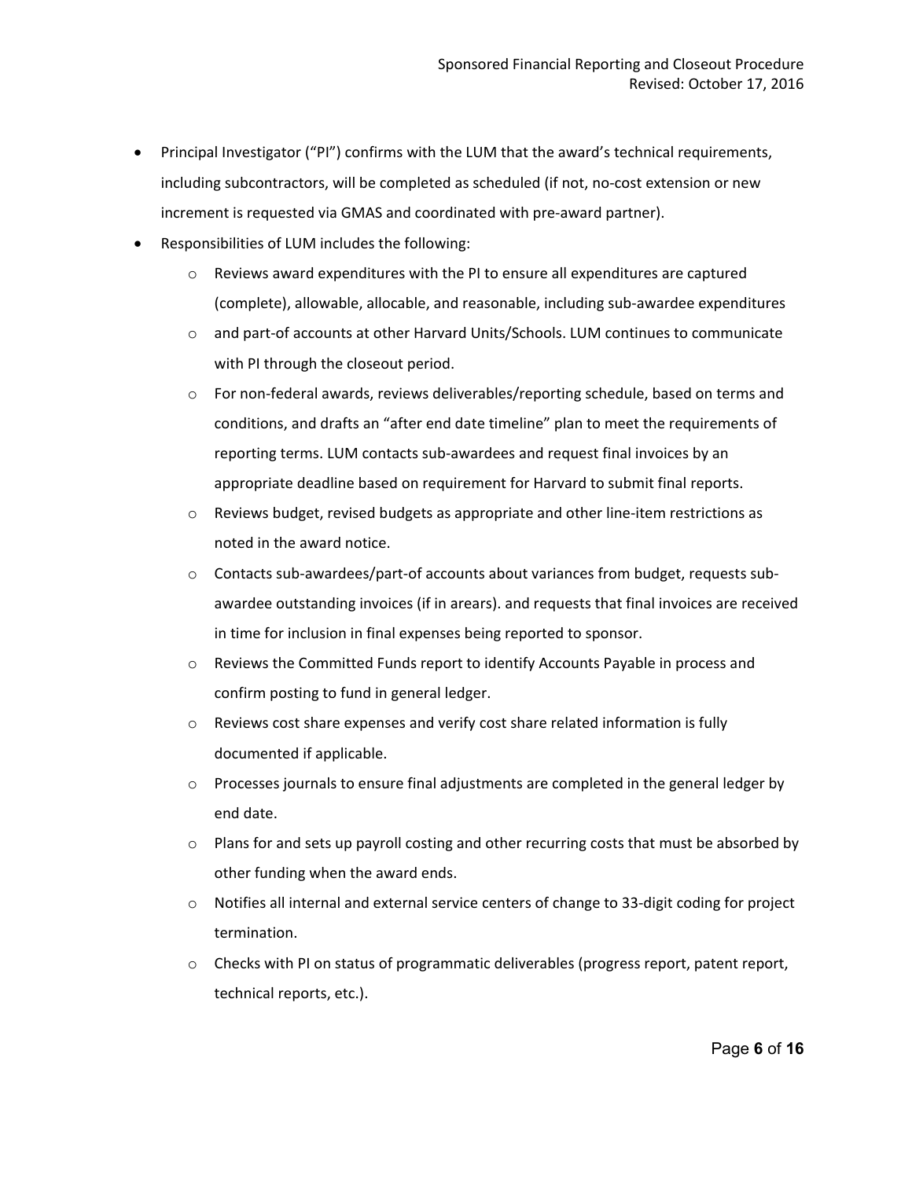- Principal Investigator ("PI") confirms with the LUM that the award's technical requirements, including subcontractors, will be completed as scheduled (if not, no-cost extension or new increment is requested via GMAS and coordinated with pre-award partner).
- Responsibilities of LUM includes the following:
    - Reviews award expenditures with the PI to ensure all expenditures are captured (complete), allowable, allocable, and reasonable, including sub-awardee expenditures
    - and part-of accounts at other Harvard Units/Schools. LUM continues to communicate with PI through the closeout period.
    - For non-federal awards, reviews deliverables/reporting schedule, based on terms and conditions, and drafts an "after end date timeline" plan to meet the requirements of reporting terms. LUM contacts sub-awardees and request final invoices by an appropriate deadline based on requirement for Harvard to submit final reports.
    - Reviews budget, revised budgets as appropriate and other line-item restrictions as noted in the award notice.
    - Contacts sub-awardees/part-of accounts about variances from budget, requests sub-awardee outstanding invoices (if in arears). and requests that final invoices are received in time for inclusion in final expenses being reported to sponsor.
    - Reviews the Committed Funds report to identify Accounts Payable in process and confirm posting to fund in general ledger.
    - Reviews cost share expenses and verify cost share related information is fully documented if applicable.
    - Processes journals to ensure final adjustments are completed in the general ledger by end date.
    - Plans for and sets up payroll costing and other recurring costs that must be absorbed by other funding when the award ends.
    - Notifies all internal and external service centers of change to 33-digit coding for project termination.
    - Checks with PI on status of programmatic deliverables (progress report, patent report, technical reports, etc.).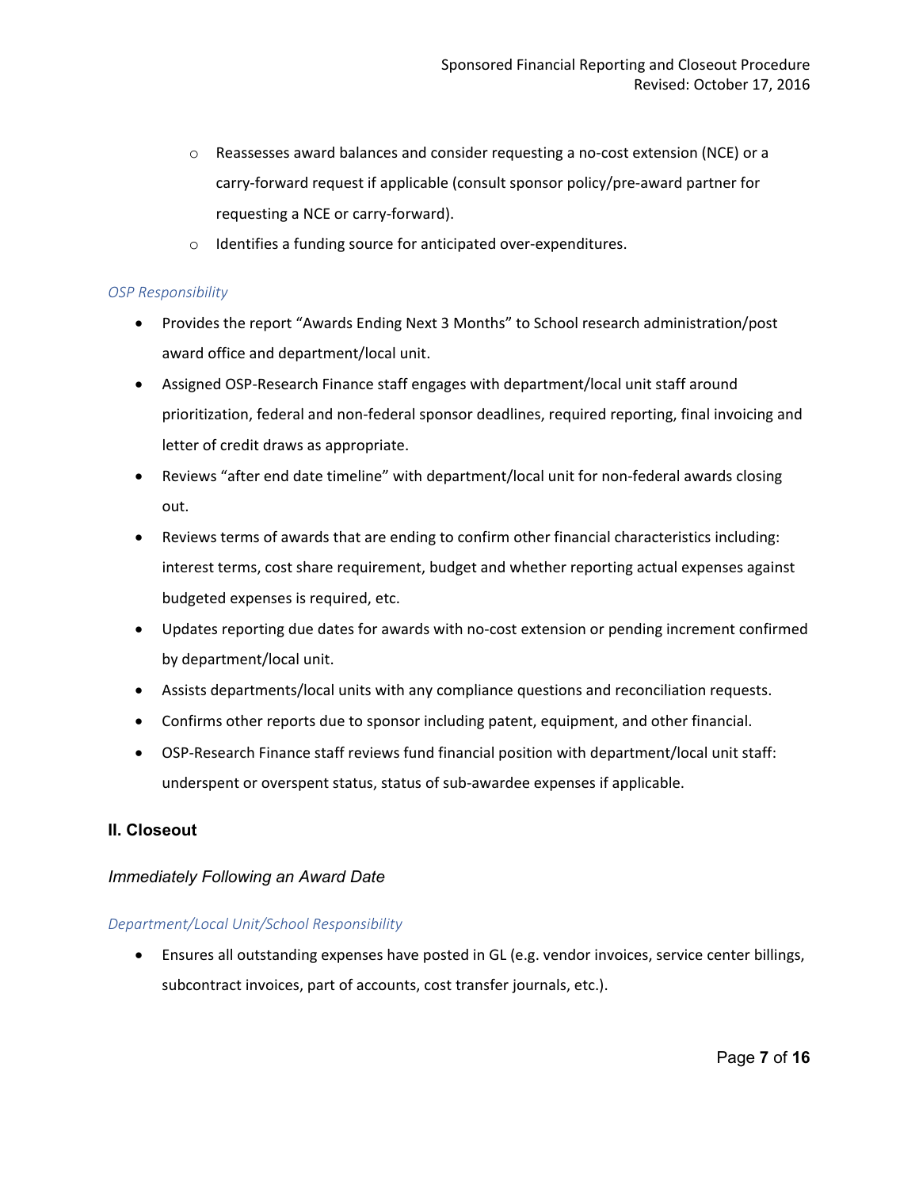- Reassesses award balances and consider requesting a no-cost extension (NCE) or a carry-forward request if applicable (consult sponsor policy/pre-award partner for requesting a NCE or carry-forward).
  - Identifies a funding source for anticipated over-expenditures.

*OSP Responsibility*

- Provides the report "Awards Ending Next 3 Months" to School research administration/post award office and department/local unit.
- Assigned OSP-Research Finance staff engages with department/local unit staff around prioritization, federal and non-federal sponsor deadlines, required reporting, final invoicing and letter of credit draws as appropriate.
- Reviews "after end date timeline" with department/local unit for non-federal awards closing out.
- Reviews terms of awards that are ending to confirm other financial characteristics including: interest terms, cost share requirement, budget and whether reporting actual expenses against budgeted expenses is required, etc.
- Updates reporting due dates for awards with no-cost extension or pending increment confirmed by department/local unit.
- Assists departments/local units with any compliance questions and reconciliation requests.
- Confirms other reports due to sponsor including patent, equipment, and other financial.
- OSP-Research Finance staff reviews fund financial position with department/local unit staff: underspent or overspent status, status of sub-awardee expenses if applicable.

## II. Closeout

### *Immediately Following an Award Date*

*Department/Local Unit/School Responsibility*

- Ensures all outstanding expenses have posted in GL (e.g. vendor invoices, service center billings, subcontract invoices, part of accounts, cost transfer journals, etc.).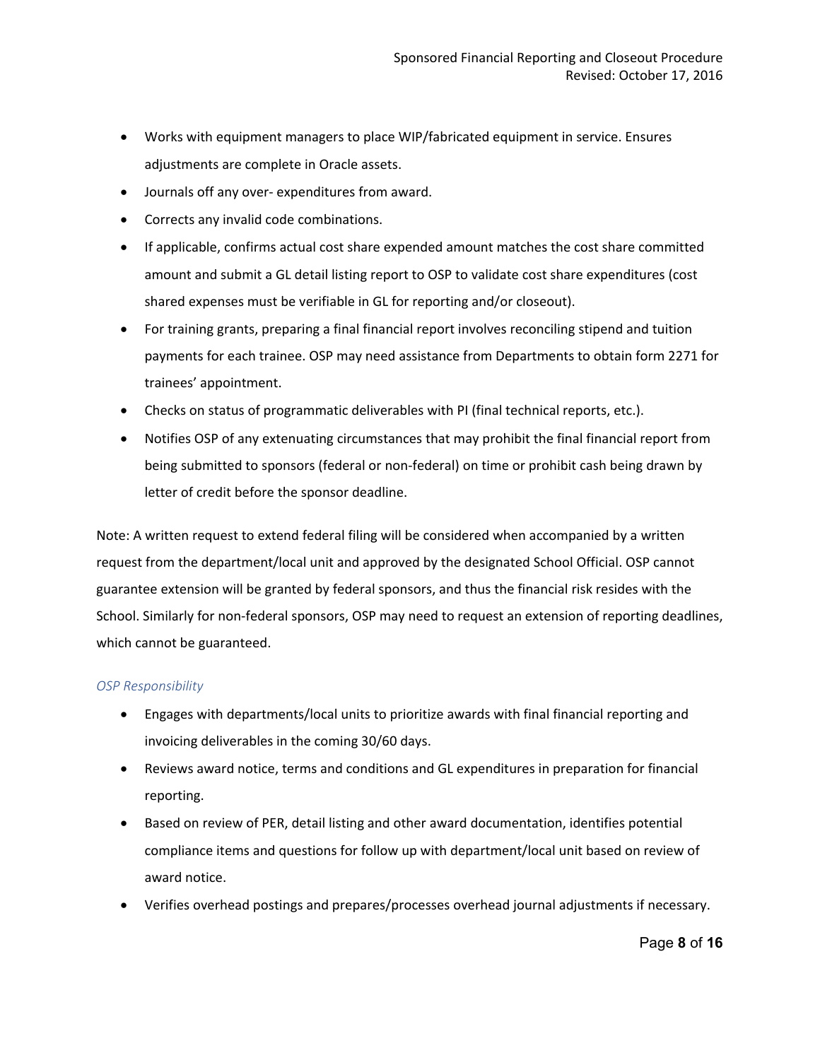- Works with equipment managers to place WIP/fabricated equipment in service. Ensures adjustments are complete in Oracle assets.
- Journals off any over- expenditures from award.
- Corrects any invalid code combinations.
- If applicable, confirms actual cost share expended amount matches the cost share committed amount and submit a GL detail listing report to OSP to validate cost share expenditures (cost shared expenses must be verifiable in GL for reporting and/or closeout).
- For training grants, preparing a final financial report involves reconciling stipend and tuition payments for each trainee. OSP may need assistance from Departments to obtain form 2271 for trainees' appointment.
- Checks on status of programmatic deliverables with PI (final technical reports, etc.).
- Notifies OSP of any extenuating circumstances that may prohibit the final financial report from being submitted to sponsors (federal or non-federal) on time or prohibit cash being drawn by letter of credit before the sponsor deadline.

Note: A written request to extend federal filing will be considered when accompanied by a written request from the department/local unit and approved by the designated School Official. OSP cannot guarantee extension will be granted by federal sponsors, and thus the financial risk resides with the School. Similarly for non-federal sponsors, OSP may need to request an extension of reporting deadlines, which cannot be guaranteed.

*OSP Responsibility*

- Engages with departments/local units to prioritize awards with final financial reporting and invoicing deliverables in the coming 30/60 days.
- Reviews award notice, terms and conditions and GL expenditures in preparation for financial reporting.
- Based on review of PER, detail listing and other award documentation, identifies potential compliance items and questions for follow up with department/local unit based on review of award notice.
- Verifies overhead postings and prepares/processes overhead journal adjustments if necessary.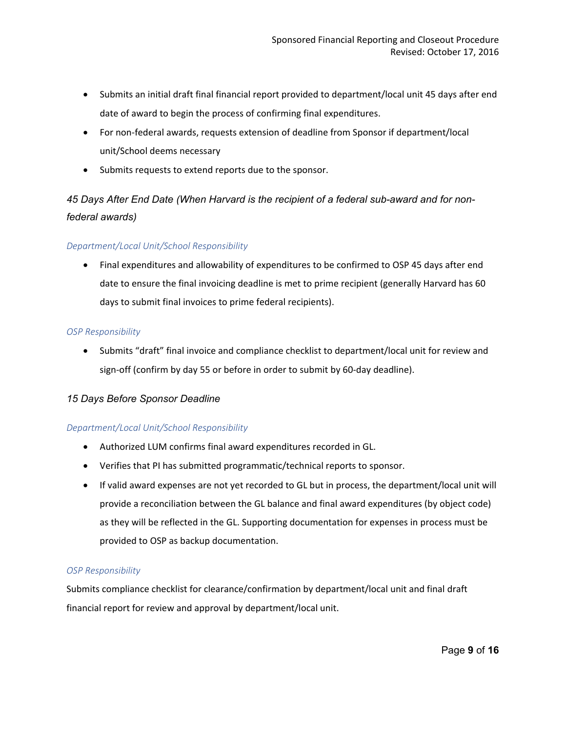- Submits an initial draft final financial report provided to department/local unit 45 days after end date of award to begin the process of confirming final expenditures.
- For non-federal awards, requests extension of deadline from Sponsor if department/local unit/School deems necessary
- Submits requests to extend reports due to the sponsor.

### *45 Days After End Date (When Harvard is the recipient of a federal sub-award and for non-federal awards)*

#### *Department/Local Unit/School Responsibility*

- Final expenditures and allowability of expenditures to be confirmed to OSP 45 days after end date to ensure the final invoicing deadline is met to prime recipient (generally Harvard has 60 days to submit final invoices to prime federal recipients).

#### *OSP Responsibility*

- Submits "draft" final invoice and compliance checklist to department/local unit for review and sign-off (confirm by day 55 or before in order to submit by 60-day deadline).

### *15 Days Before Sponsor Deadline*

#### *Department/Local Unit/School Responsibility*

- Authorized LUM confirms final award expenditures recorded in GL.
- Verifies that PI has submitted programmatic/technical reports to sponsor.
- If valid award expenses are not yet recorded to GL but in process, the department/local unit will provide a reconciliation between the GL balance and final award expenditures (by object code) as they will be reflected in the GL. Supporting documentation for expenses in process must be provided to OSP as backup documentation.

#### *OSP Responsibility*

Submits compliance checklist for clearance/confirmation by department/local unit and final draft financial report for review and approval by department/local unit.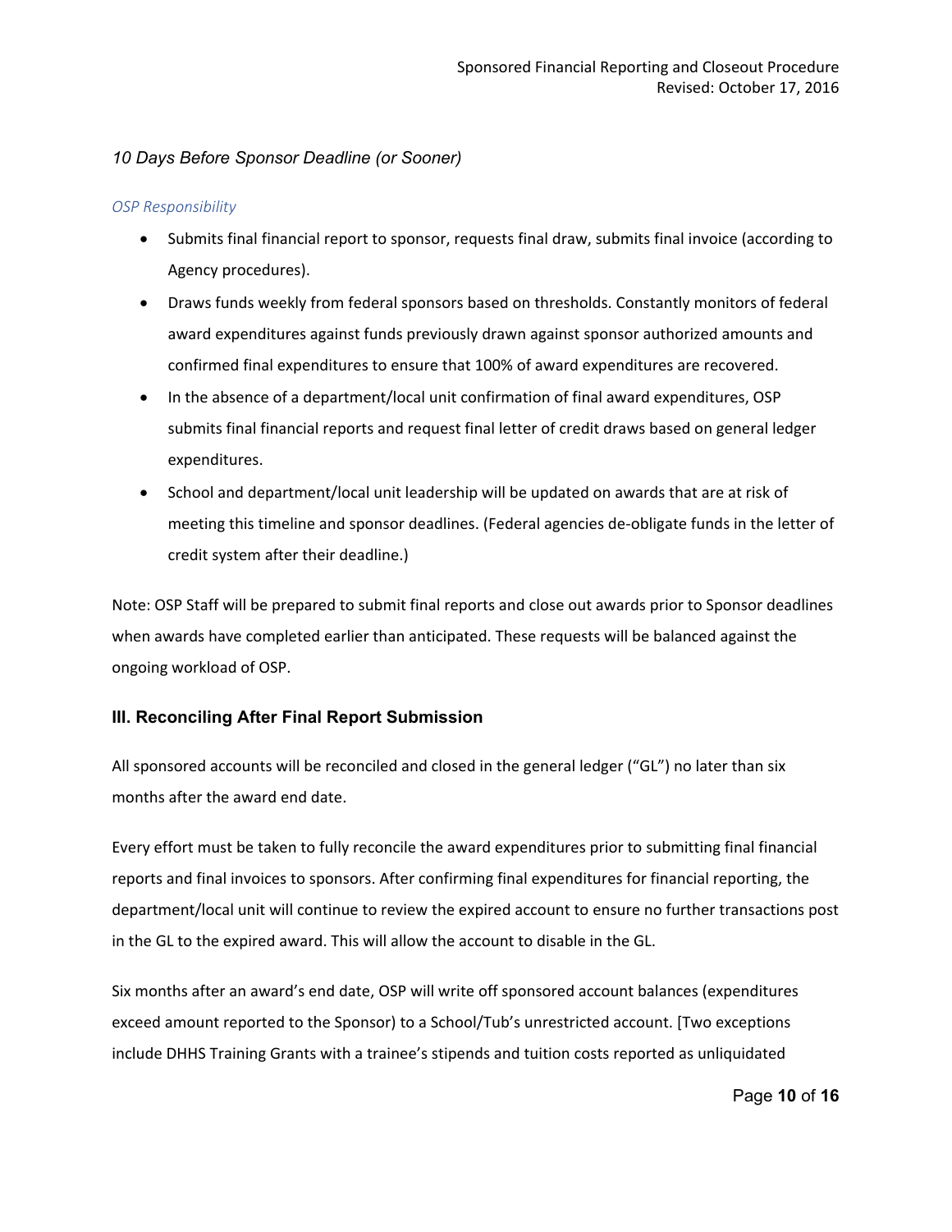### *10 Days Before Sponsor Deadline (or Sooner)*

*OSP Responsibility*

- Submits final financial report to sponsor, requests final draw, submits final invoice (according to Agency procedures).
- Draws funds weekly from federal sponsors based on thresholds. Constantly monitors of federal award expenditures against funds previously drawn against sponsor authorized amounts and confirmed final expenditures to ensure that 100% of award expenditures are recovered.
- In the absence of a department/local unit confirmation of final award expenditures, OSP submits final financial reports and request final letter of credit draws based on general ledger expenditures.
- School and department/local unit leadership will be updated on awards that are at risk of meeting this timeline and sponsor deadlines. (Federal agencies de-obligate funds in the letter of credit system after their deadline.)

Note: OSP Staff will be prepared to submit final reports and close out awards prior to Sponsor deadlines when awards have completed earlier than anticipated. These requests will be balanced against the ongoing workload of OSP.

## III. Reconciling After Final Report Submission

All sponsored accounts will be reconciled and closed in the general ledger ("GL") no later than six months after the award end date.

Every effort must be taken to fully reconcile the award expenditures prior to submitting final financial reports and final invoices to sponsors. After confirming final expenditures for financial reporting, the department/local unit will continue to review the expired account to ensure no further transactions post in the GL to the expired award. This will allow the account to disable in the GL.

Six months after an award's end date, OSP will write off sponsored account balances (expenditures exceed amount reported to the Sponsor) to a School/Tub's unrestricted account. [Two exceptions include DHHS Training Grants with a trainee's stipends and tuition costs reported as unliquidated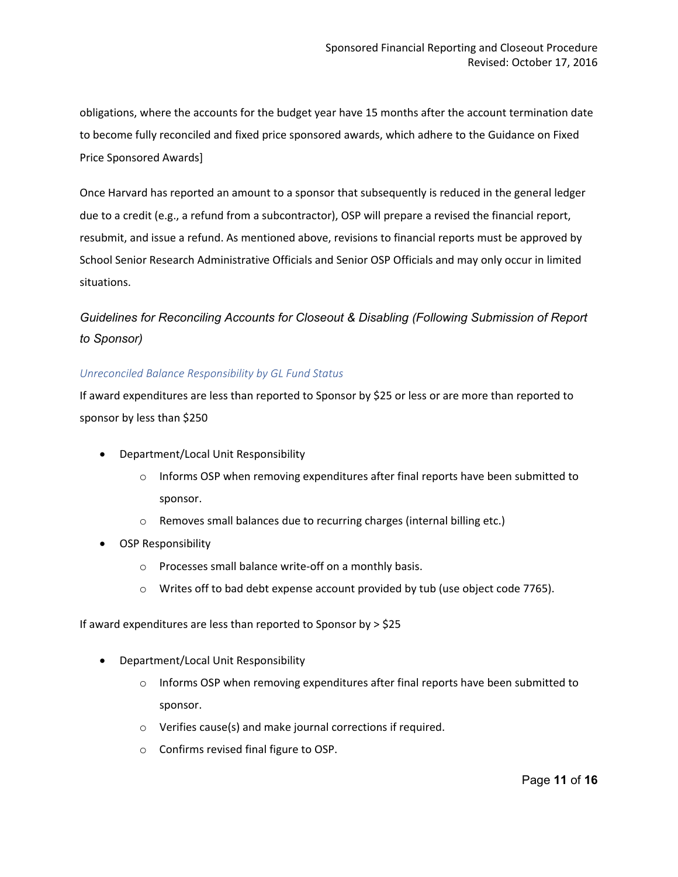obligations, where the accounts for the budget year have 15 months after the account termination date to become fully reconciled and fixed price sponsored awards, which adhere to the Guidance on Fixed Price Sponsored Awards]

Once Harvard has reported an amount to a sponsor that subsequently is reduced in the general ledger due to a credit (e.g., a refund from a subcontractor), OSP will prepare a revised the financial report, resubmit, and issue a refund. As mentioned above, revisions to financial reports must be approved by School Senior Research Administrative Officials and Senior OSP Officials and may only occur in limited situations.

## *Guidelines for Reconciling Accounts for Closeout & Disabling (Following Submission of Report to Sponsor)*

### *Unreconciled Balance Responsibility by GL Fund Status*

If award expenditures are less than reported to Sponsor by $25 or less or are more than reported to sponsor by less than $250

- Department/Local Unit Responsibility
  - Informs OSP when removing expenditures after final reports have been submitted to sponsor.
  - Removes small balances due to recurring charges (internal billing etc.)
- OSP Responsibility
  - Processes small balance write-off on a monthly basis.
  - Writes off to bad debt expense account provided by tub (use object code 7765).

If award expenditures are less than reported to Sponsor by > $25

- Department/Local Unit Responsibility
  - Informs OSP when removing expenditures after final reports have been submitted to sponsor.
  - Verifies cause(s) and make journal corrections if required.
  - Confirms revised final figure to OSP.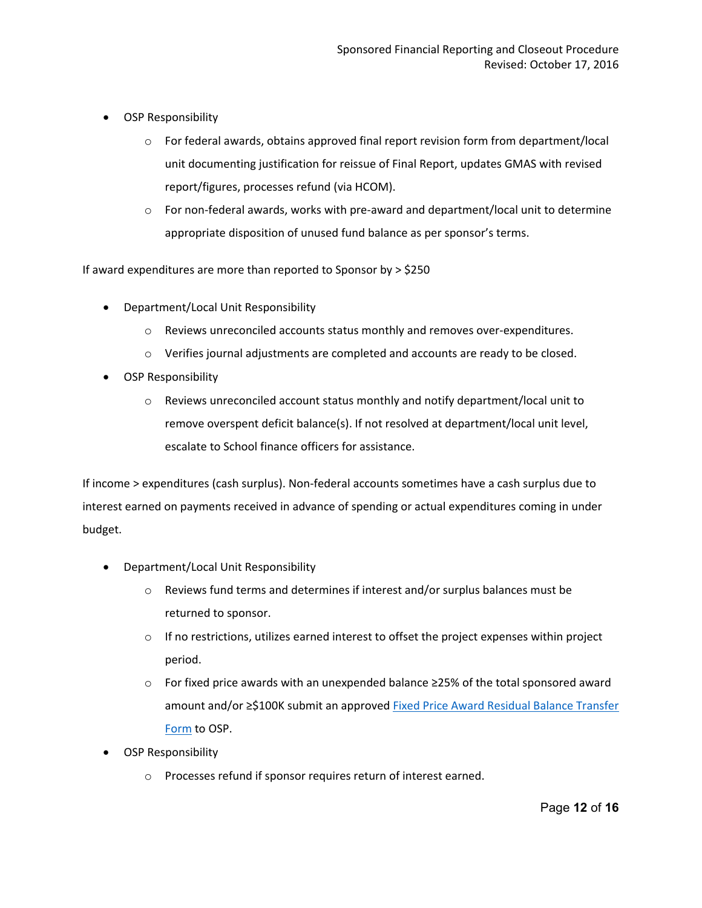- OSP Responsibility
  - For federal awards, obtains approved final report revision form from department/local unit documenting justification for reissue of Final Report, updates GMAS with revised report/figures, processes refund (via HCOM).
  - For non-federal awards, works with pre-award and department/local unit to determine appropriate disposition of unused fund balance as per sponsor's terms.

If award expenditures are more than reported to Sponsor by > $250

- Department/Local Unit Responsibility
  - Reviews unreconciled accounts status monthly and removes over-expenditures.
  - Verifies journal adjustments are completed and accounts are ready to be closed.
- OSP Responsibility
  - Reviews unreconciled account status monthly and notify department/local unit to remove overspent deficit balance(s). If not resolved at department/local unit level, escalate to School finance officers for assistance.

If income > expenditures (cash surplus). Non-federal accounts sometimes have a cash surplus due to interest earned on payments received in advance of spending or actual expenditures coming in under budget.

- Department/Local Unit Responsibility
  - Reviews fund terms and determines if interest and/or surplus balances must be returned to sponsor.
  - If no restrictions, utilizes earned interest to offset the project expenses within project period.
  - For fixed price awards with an unexpended balance ≥25% of the total sponsored award amount and/or ≥$100K submit an approved [Fixed Price Award Residual Balance Transfer Form] to OSP.
- OSP Responsibility
  - Processes refund if sponsor requires return of interest earned.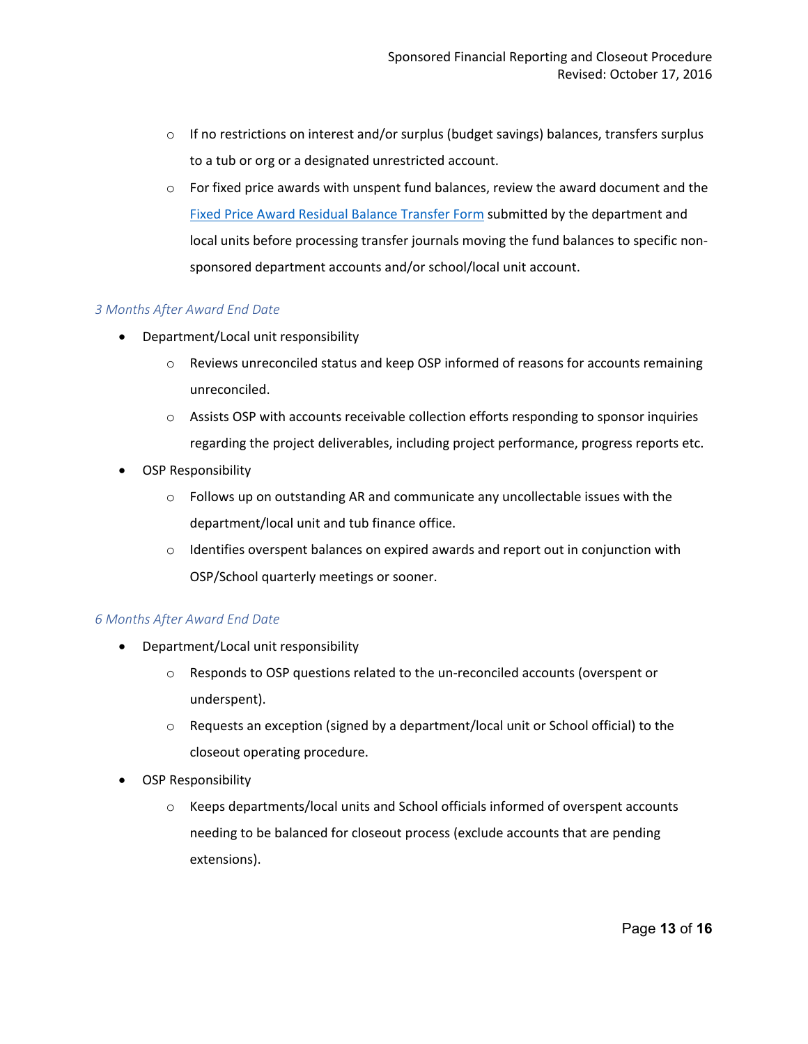- If no restrictions on interest and/or surplus (budget savings) balances, transfers surplus to a tub or org or a designated unrestricted account.
  - For fixed price awards with unspent fund balances, review the award document and the [Fixed Price Award Residual Balance Transfer Form] submitted by the department and local units before processing transfer journals moving the fund balances to specific non-sponsored department accounts and/or school/local unit account.

*3 Months After Award End Date*

- Department/Local unit responsibility
  - Reviews unreconciled status and keep OSP informed of reasons for accounts remaining unreconciled.
  - Assists OSP with accounts receivable collection efforts responding to sponsor inquiries regarding the project deliverables, including project performance, progress reports etc.
- OSP Responsibility
  - Follows up on outstanding AR and communicate any uncollectable issues with the department/local unit and tub finance office.
  - Identifies overspent balances on expired awards and report out in conjunction with OSP/School quarterly meetings or sooner.

*6 Months After Award End Date*

- Department/Local unit responsibility
  - Responds to OSP questions related to the un-reconciled accounts (overspent or underspent).
  - Requests an exception (signed by a department/local unit or School official) to the closeout operating procedure.
- OSP Responsibility
  - Keeps departments/local units and School officials informed of overspent accounts needing to be balanced for closeout process (exclude accounts that are pending extensions).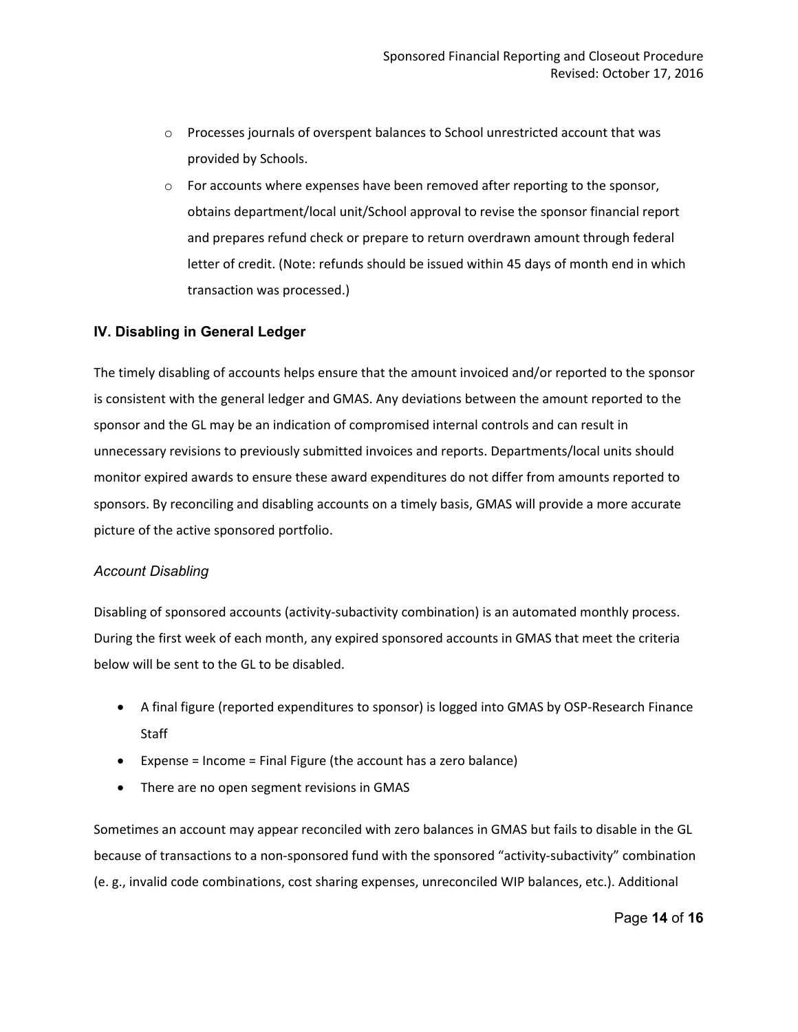- Processes journals of overspent balances to School unrestricted account that was provided by Schools.
- For accounts where expenses have been removed after reporting to the sponsor, obtains department/local unit/School approval to revise the sponsor financial report and prepares refund check or prepare to return overdrawn amount through federal letter of credit. (Note: refunds should be issued within 45 days of month end in which transaction was processed.)

## IV. Disabling in General Ledger

The timely disabling of accounts helps ensure that the amount invoiced and/or reported to the sponsor is consistent with the general ledger and GMAS. Any deviations between the amount reported to the sponsor and the GL may be an indication of compromised internal controls and can result in unnecessary revisions to previously submitted invoices and reports. Departments/local units should monitor expired awards to ensure these award expenditures do not differ from amounts reported to sponsors. By reconciling and disabling accounts on a timely basis, GMAS will provide a more accurate picture of the active sponsored portfolio.

### *Account Disabling*

Disabling of sponsored accounts (activity-subactivity combination) is an automated monthly process. During the first week of each month, any expired sponsored accounts in GMAS that meet the criteria below will be sent to the GL to be disabled.

- A final figure (reported expenditures to sponsor) is logged into GMAS by OSP-Research Finance Staff
- Expense = Income = Final Figure (the account has a zero balance)
- There are no open segment revisions in GMAS

Sometimes an account may appear reconciled with zero balances in GMAS but fails to disable in the GL because of transactions to a non-sponsored fund with the sponsored "activity-subactivity" combination (e. g., invalid code combinations, cost sharing expenses, unreconciled WIP balances, etc.). Additional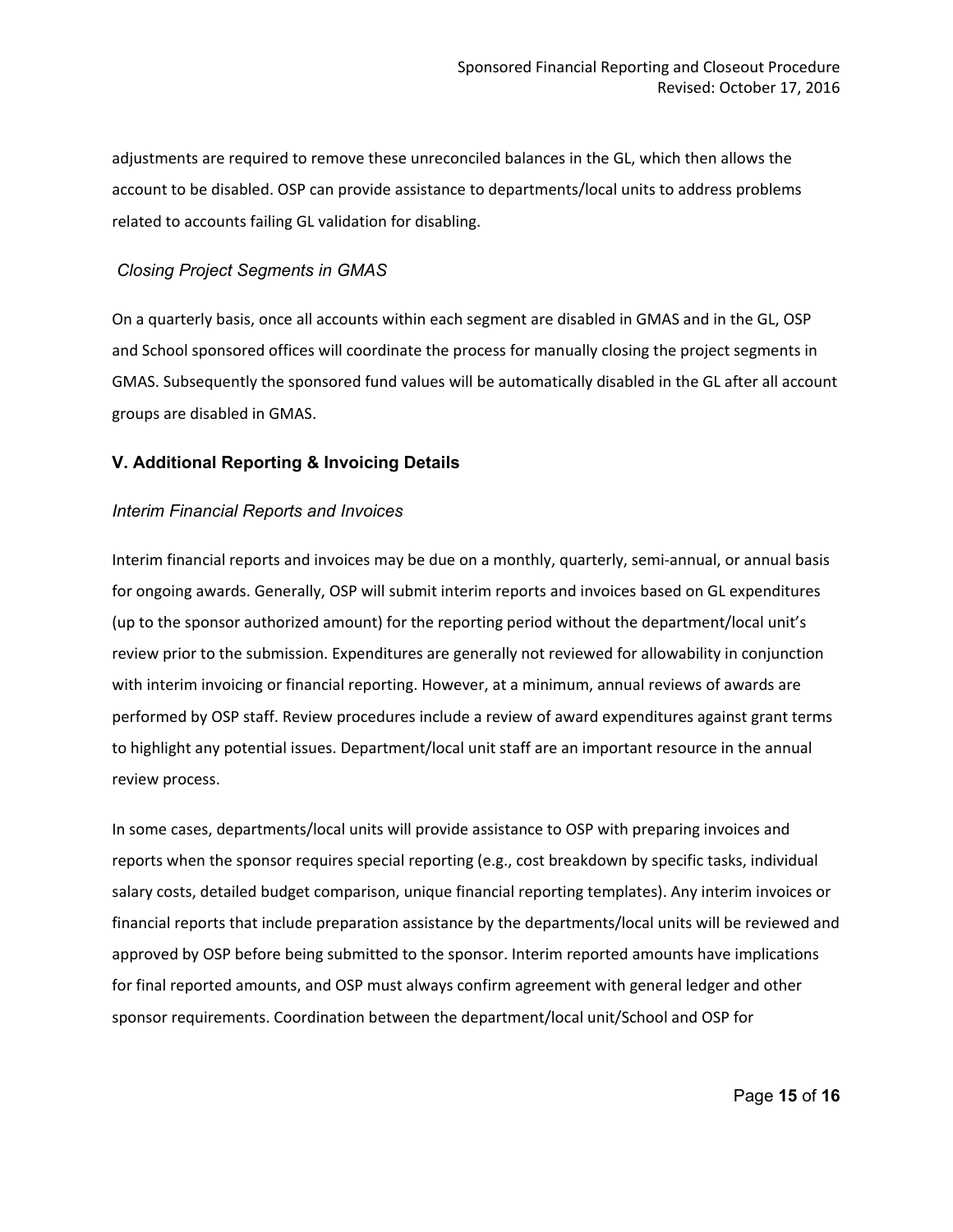adjustments are required to remove these unreconciled balances in the GL, which then allows the account to be disabled. OSP can provide assistance to departments/local units to address problems related to accounts failing GL validation for disabling.

### *Closing Project Segments in GMAS*

On a quarterly basis, once all accounts within each segment are disabled in GMAS and in the GL, OSP and School sponsored offices will coordinate the process for manually closing the project segments in GMAS. Subsequently the sponsored fund values will be automatically disabled in the GL after all account groups are disabled in GMAS.

## V. Additional Reporting & Invoicing Details

### *Interim Financial Reports and Invoices*

Interim financial reports and invoices may be due on a monthly, quarterly, semi-annual, or annual basis for ongoing awards. Generally, OSP will submit interim reports and invoices based on GL expenditures (up to the sponsor authorized amount) for the reporting period without the department/local unit's review prior to the submission. Expenditures are generally not reviewed for allowability in conjunction with interim invoicing or financial reporting. However, at a minimum, annual reviews of awards are performed by OSP staff. Review procedures include a review of award expenditures against grant terms to highlight any potential issues. Department/local unit staff are an important resource in the annual review process.

In some cases, departments/local units will provide assistance to OSP with preparing invoices and reports when the sponsor requires special reporting (e.g., cost breakdown by specific tasks, individual salary costs, detailed budget comparison, unique financial reporting templates). Any interim invoices or financial reports that include preparation assistance by the departments/local units will be reviewed and approved by OSP before being submitted to the sponsor. Interim reported amounts have implications for final reported amounts, and OSP must always confirm agreement with general ledger and other sponsor requirements. Coordination between the department/local unit/School and OSP for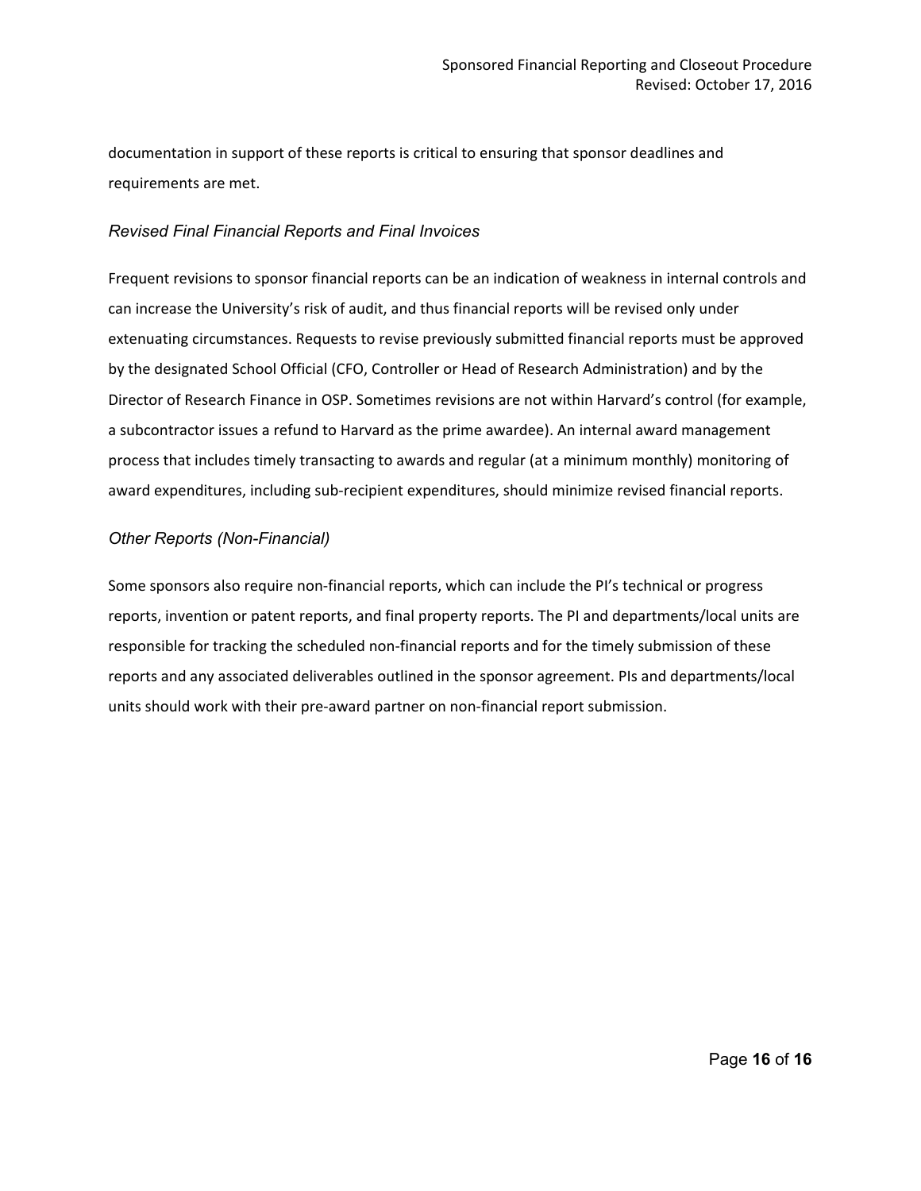documentation in support of these reports is critical to ensuring that sponsor deadlines and requirements are met.

### *Revised Final Financial Reports and Final Invoices*

Frequent revisions to sponsor financial reports can be an indication of weakness in internal controls and can increase the University's risk of audit, and thus financial reports will be revised only under extenuating circumstances. Requests to revise previously submitted financial reports must be approved by the designated School Official (CFO, Controller or Head of Research Administration) and by the Director of Research Finance in OSP. Sometimes revisions are not within Harvard's control (for example, a subcontractor issues a refund to Harvard as the prime awardee). An internal award management process that includes timely transacting to awards and regular (at a minimum monthly) monitoring of award expenditures, including sub-recipient expenditures, should minimize revised financial reports.

### *Other Reports (Non-Financial)*

Some sponsors also require non-financial reports, which can include the PI's technical or progress reports, invention or patent reports, and final property reports. The PI and departments/local units are responsible for tracking the scheduled non-financial reports and for the timely submission of these reports and any associated deliverables outlined in the sponsor agreement. PIs and departments/local units should work with their pre-award partner on non-financial report submission.